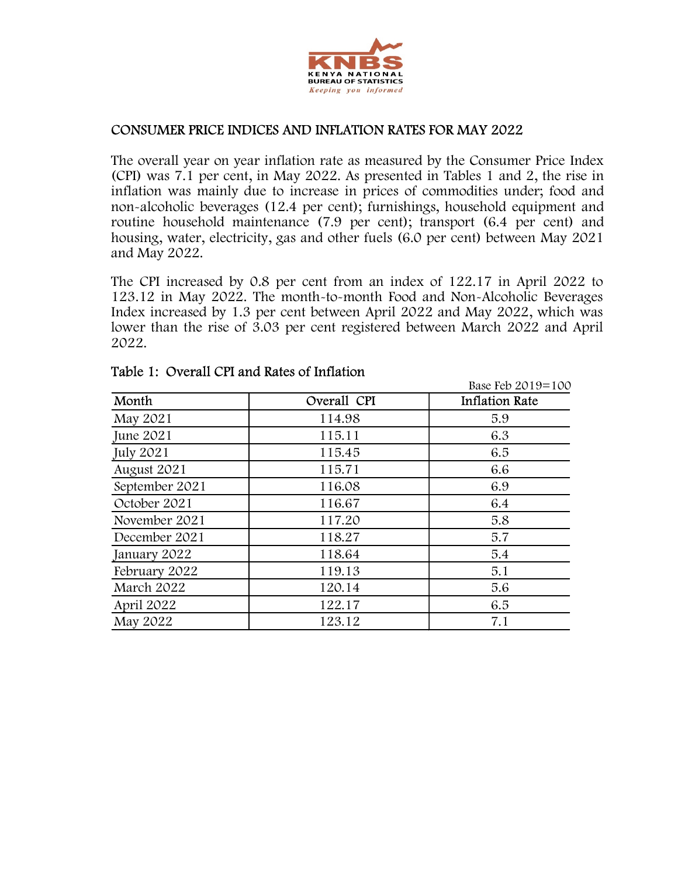# CONSUMER PRICE INDICES AND INFLATION RATES FOR MAY 2022

The overall year on year inflation rate as measured by the Consumer Price Index (CPI) was 7.1 per cent, in May 2022. As presented in Tables 1 and 2, the rise in inflation was mainly due to increase in prices of commodities under; food and non-alcoholic beverages (12.4 per cent); furnishings, household equipment and routine household maintenance (7.9 per cent); transport (6.4 per cent) and housing, water, electricity, gas and other fuels (6.0 per cent) between May 2021 and May 2022.

The CPI increased by 0.8 per cent from an index of 122.17 in April 2022 to 123.12 in May 2022. The month-to-month Food and Non-Alcoholic Beverages Index increased by 1.3 per cent between April 2022 and May 2022, which was lower than the rise of 3.03 per cent registered between March 2022 and April 2022.

## Table 1: Overall CPI and Rates of Inflation

Base Feb 2019=100

| Month | Overall CPI | Inflation Rate |
|---|---|---|
| May 2021 | 114.98 | 5.9 |
| June 2021 | 115.11 | 6.3 |
| July 2021 | 115.45 | 6.5 |
| August 2021 | 115.71 | 6.6 |
| September 2021 | 116.08 | 6.9 |
| October 2021 | 116.67 | 6.4 |
| November 2021 | 117.20 | 5.8 |
| December 2021 | 118.27 | 5.7 |
| January 2022 | 118.64 | 5.4 |
| February 2022 | 119.13 | 5.1 |
| March 2022 | 120.14 | 5.6 |
| April 2022 | 122.17 | 6.5 |
| May 2022 | 123.12 | 7.1 |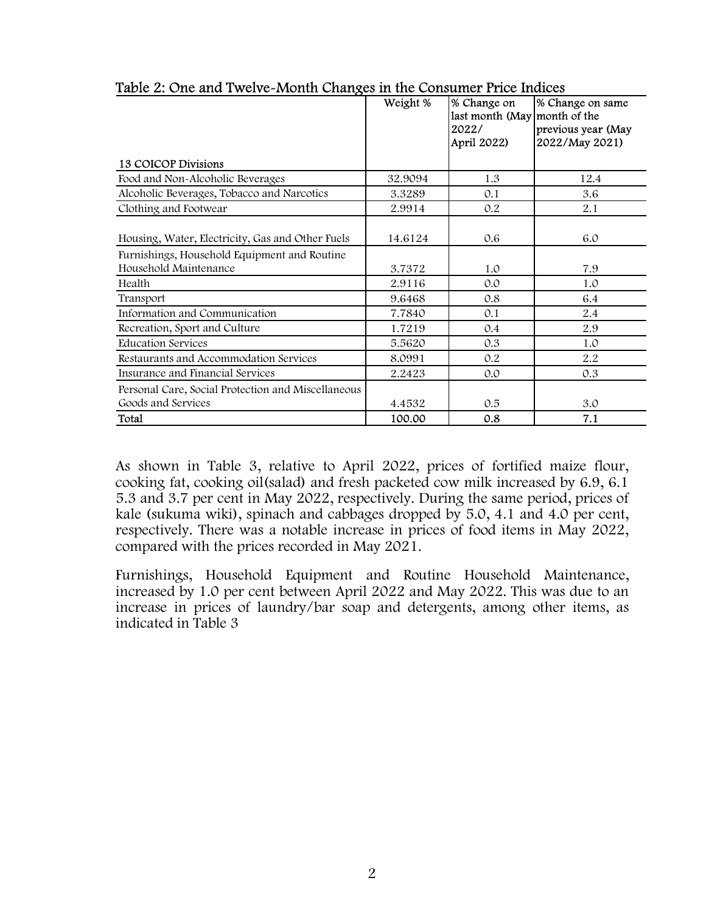Table 2: One and Twelve-Month Changes in the Consumer Price Indices

| 13 COICOP Divisions | Weight % | % Change on last month (May 2022/ April 2022) | % Change on same month of the previous year (May 2022/May 2021) |
|---|---|---|---|
| Food and Non-Alcoholic Beverages | 32.9094 | 1.3 | 12.4 |
| Alcoholic Beverages, Tobacco and Narcotics | 3.3289 | 0.1 | 3.6 |
| Clothing and Footwear | 2.9914 | 0.2 | 2.1 |
| Housing, Water, Electricity, Gas and Other Fuels | 14.6124 | 0.6 | 6.0 |
| Furnishings, Household Equipment and Routine Household Maintenance | 3.7372 | 1.0 | 7.9 |
| Health | 2.9116 | 0.0 | 1.0 |
| Transport | 9.6468 | 0.8 | 6.4 |
| Information and Communication | 7.7840 | 0.1 | 2.4 |
| Recreation, Sport and Culture | 1.7219 | 0.4 | 2.9 |
| Education Services | 5.5620 | 0.3 | 1.0 |
| Restaurants and Accommodation Services | 8.0991 | 0.2 | 2.2 |
| Insurance and Financial Services | 2.2423 | 0.0 | 0.3 |
| Personal Care, Social Protection and Miscellaneous Goods and Services | 4.4532 | 0.5 | 3.0 |
| **Total** | **100.00** | **0.8** | **7.1** |

As shown in Table 3, relative to April 2022, prices of fortified maize flour, cooking fat, cooking oil(salad) and fresh packeted cow milk increased by 6.9, 6.1 5.3 and 3.7 per cent in May 2022, respectively. During the same period, prices of kale (sukuma wiki), spinach and cabbages dropped by 5.0, 4.1 and 4.0 per cent, respectively. There was a notable increase in prices of food items in May 2022, compared with the prices recorded in May 2021.

Furnishings, Household Equipment and Routine Household Maintenance, increased by 1.0 per cent between April 2022 and May 2022. This was due to an increase in prices of laundry/bar soap and detergents, among other items, as indicated in Table 3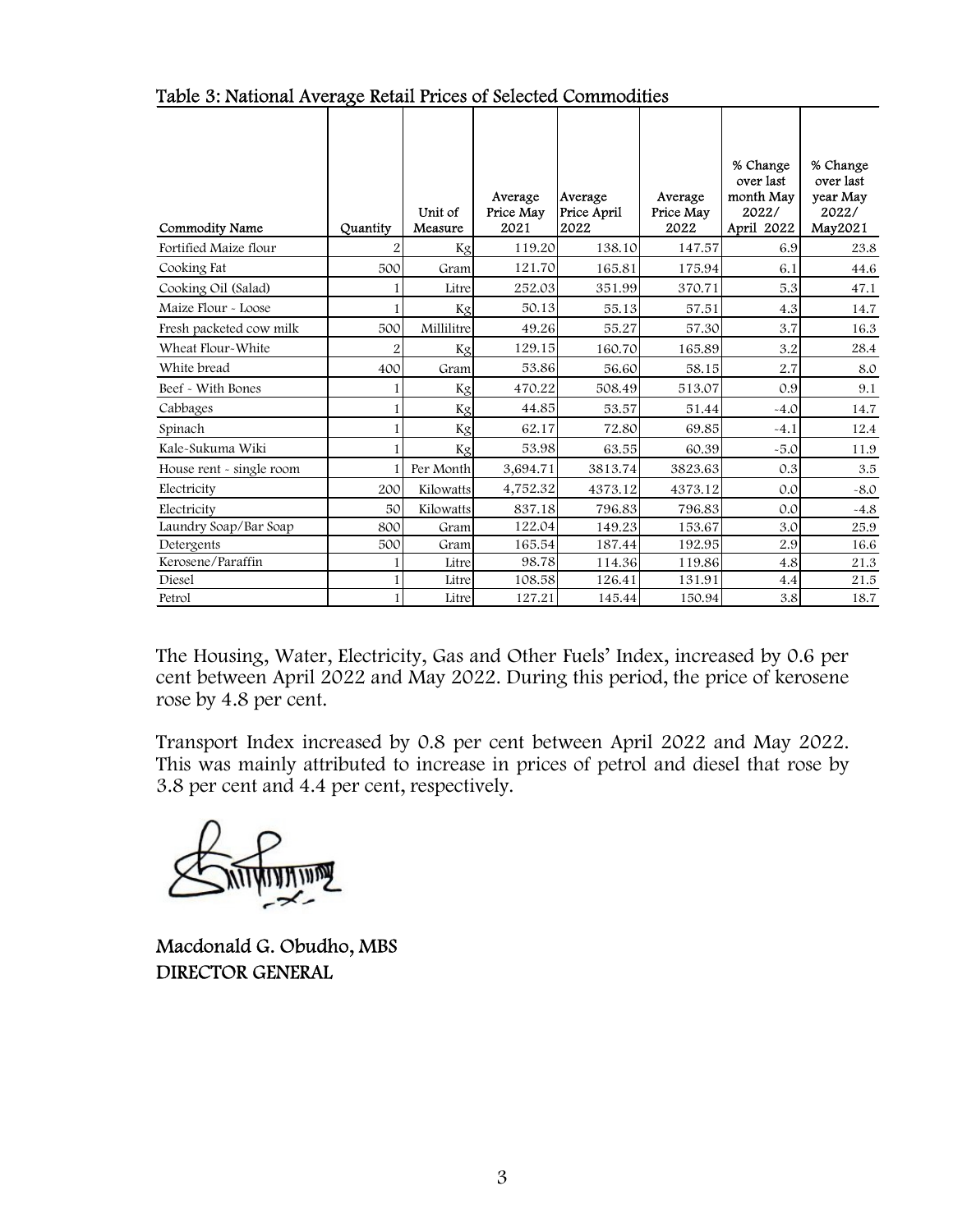Table 3: National Average Retail Prices of Selected Commodities

| Commodity Name | Quantity | Unit of Measure | Average Price May 2021 | Average Price April 2022 | Average Price May 2022 | % Change over last month May 2022/ April 2022 | % Change over last year May 2022/ May2021 |
|---|---|---|---|---|---|---|---|
| Fortified Maize flour | 2 | Kg | 119.20 | 138.10 | 147.57 | 6.9 | 23.8 |
| Cooking Fat | 500 | Gram | 121.70 | 165.81 | 175.94 | 6.1 | 44.6 |
| Cooking Oil (Salad) | 1 | Litre | 252.03 | 351.99 | 370.71 | 5.3 | 47.1 |
| Maize Flour - Loose | 1 | Kg | 50.13 | 55.13 | 57.51 | 4.3 | 14.7 |
| Fresh packeted cow milk | 500 | Millilitre | 49.26 | 55.27 | 57.30 | 3.7 | 16.3 |
| Wheat Flour-White | 2 | Kg | 129.15 | 160.70 | 165.89 | 3.2 | 28.4 |
| White bread | 400 | Gram | 53.86 | 56.60 | 58.15 | 2.7 | 8.0 |
| Beef - With Bones | 1 | Kg | 470.22 | 508.49 | 513.07 | 0.9 | 9.1 |
| Cabbages | 1 | Kg | 44.85 | 53.57 | 51.44 | -4.0 | 14.7 |
| Spinach | 1 | Kg | 62.17 | 72.80 | 69.85 | -4.1 | 12.4 |
| Kale-Sukuma Wiki | 1 | Kg | 53.98 | 63.55 | 60.39 | -5.0 | 11.9 |
| House rent - single room | 1 | Per Month | 3,694.71 | 3813.74 | 3823.63 | 0.3 | 3.5 |
| Electricity | 200 | Kilowatts | 4,752.32 | 4373.12 | 4373.12 | 0.0 | -8.0 |
| Electricity | 50 | Kilowatts | 837.18 | 796.83 | 796.83 | 0.0 | -4.8 |
| Laundry Soap/Bar Soap | 800 | Gram | 122.04 | 149.23 | 153.67 | 3.0 | 25.9 |
| Detergents | 500 | Gram | 165.54 | 187.44 | 192.95 | 2.9 | 16.6 |
| Kerosene/Paraffin | 1 | Litre | 98.78 | 114.36 | 119.86 | 4.8 | 21.3 |
| Diesel | 1 | Litre | 108.58 | 126.41 | 131.91 | 4.4 | 21.5 |
| Petrol | 1 | Litre | 127.21 | 145.44 | 150.94 | 3.8 | 18.7 |

The Housing, Water, Electricity, Gas and Other Fuels' Index, increased by 0.6 per cent between April 2022 and May 2022. During this period, the price of kerosene rose by 4.8 per cent.

Transport Index increased by 0.8 per cent between April 2022 and May 2022. This was mainly attributed to increase in prices of petrol and diesel that rose by 3.8 per cent and 4.4 per cent, respectively.

**Macdonald G. Obudho, MBS**
**DIRECTOR GENERAL**